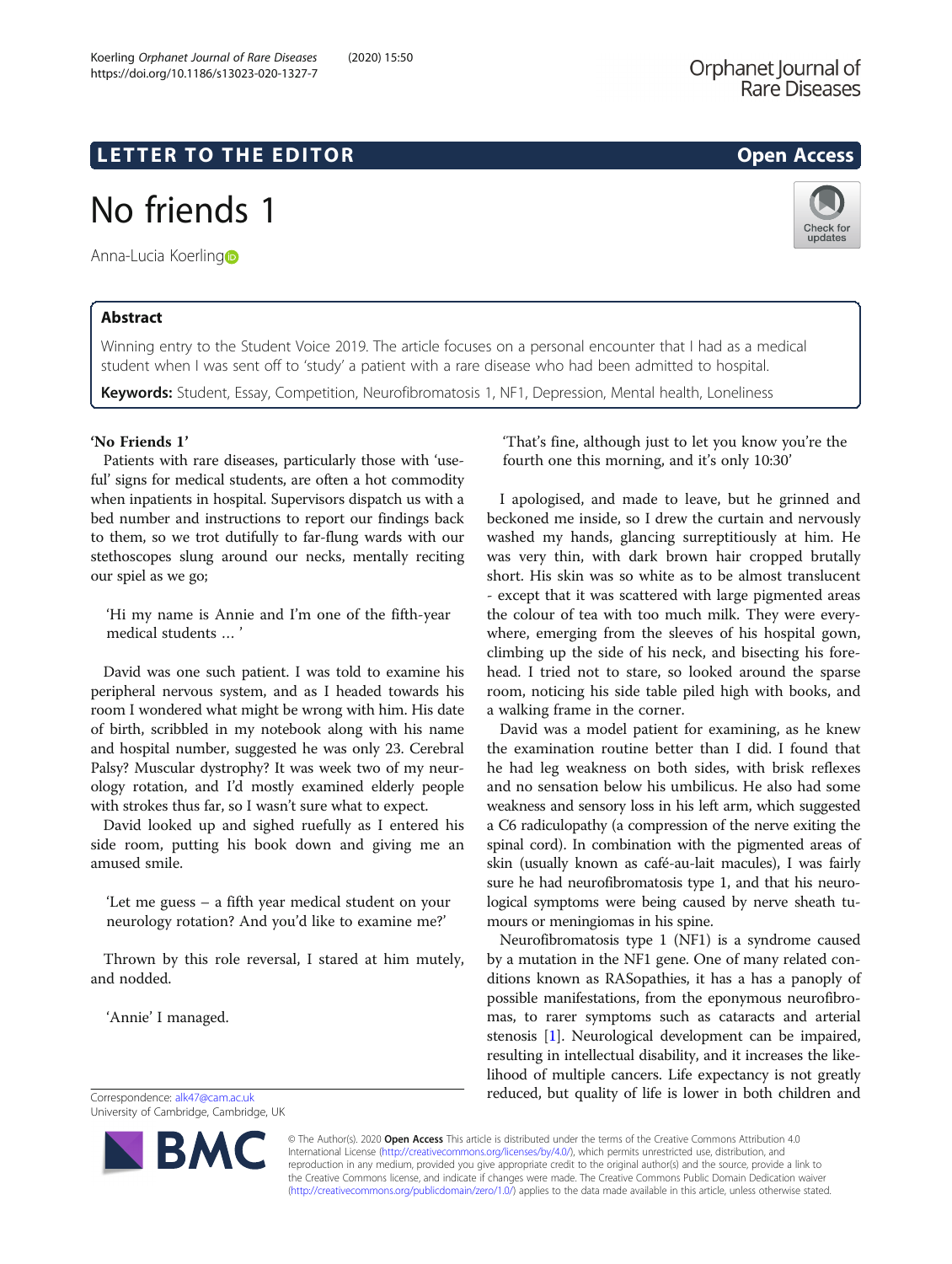LETTER TO THE EDITOR

Open Access

# No friends 1

Anna-Lucia Koerling

## Abstract

Winning entry to the Student Voice 2019. The article focuses on a personal encounter that I had as a medical student when I was sent off to 'study' a patient with a rare disease who had been admitted to hospital.

**Keywords:** Student, Essay, Competition, Neurofibromatosis 1, NF1, Depression, Mental health, Loneliness

### 'No Friends 1'

Patients with rare diseases, particularly those with 'useful' signs for medical students, are often a hot commodity when inpatients in hospital. Supervisors dispatch us with a bed number and instructions to report our findings back to them, so we trot dutifully to far-flung wards with our stethoscopes slung around our necks, mentally reciting our spiel as we go;

> 'Hi my name is Annie and I'm one of the fifth-year medical students … '

David was one such patient. I was told to examine his peripheral nervous system, and as I headed towards his room I wondered what might be wrong with him. His date of birth, scribbled in my notebook along with his name and hospital number, suggested he was only 23. Cerebral Palsy? Muscular dystrophy? It was week two of my neurology rotation, and I'd mostly examined elderly people with strokes thus far, so I wasn't sure what to expect.

David looked up and sighed ruefully as I entered his side room, putting his book down and giving me an amused smile.

> 'Let me guess – a fifth year medical student on your neurology rotation? And you'd like to examine me?'

Thrown by this role reversal, I stared at him mutely, and nodded.

> 'Annie' I managed.

> 'That's fine, although just to let you know you're the fourth one this morning, and it's only 10:30'

I apologised, and made to leave, but he grinned and beckoned me inside, so I drew the curtain and nervously washed my hands, glancing surreptitiously at him. He was very thin, with dark brown hair cropped brutally short. His skin was so white as to be almost translucent - except that it was scattered with large pigmented areas the colour of tea with too much milk. They were everywhere, emerging from the sleeves of his hospital gown, climbing up the side of his neck, and bisecting his forehead. I tried not to stare, so looked around the sparse room, noticing his side table piled high with books, and a walking frame in the corner.

David was a model patient for examining, as he knew the examination routine better than I did. I found that he had leg weakness on both sides, with brisk reflexes and no sensation below his umbilicus. He also had some weakness and sensory loss in his left arm, which suggested a C6 radiculopathy (a compression of the nerve exiting the spinal cord). In combination with the pigmented areas of skin (usually known as café-au-lait macules), I was fairly sure he had neurofibromatosis type 1, and that his neurological symptoms were being caused by nerve sheath tumours or meningiomas in his spine.

Neurofibromatosis type 1 (NF1) is a syndrome caused by a mutation in the NF1 gene. One of many related conditions known as RASopathies, it has a has a panoply of possible manifestations, from the eponymous neurofibromas, to rarer symptoms such as cataracts and arterial stenosis [1]. Neurological development can be impaired, resulting in intellectual disability, and it increases the likelihood of multiple cancers. Life expectancy is not greatly reduced, but quality of life is lower in both children and

Correspondence: alk47@cam.ac.uk
University of Cambridge, Cambridge, UK

© The Author(s). 2020 **Open Access** This article is distributed under the terms of the Creative Commons Attribution 4.0 International License (http://creativecommons.org/licenses/by/4.0/), which permits unrestricted use, distribution, and reproduction in any medium, provided you give appropriate credit to the original author(s) and the source, provide a link to the Creative Commons license, and indicate if changes were made. The Creative Commons Public Domain Dedication waiver (http://creativecommons.org/publicdomain/zero/1.0/) applies to the data made available in this article, unless otherwise stated.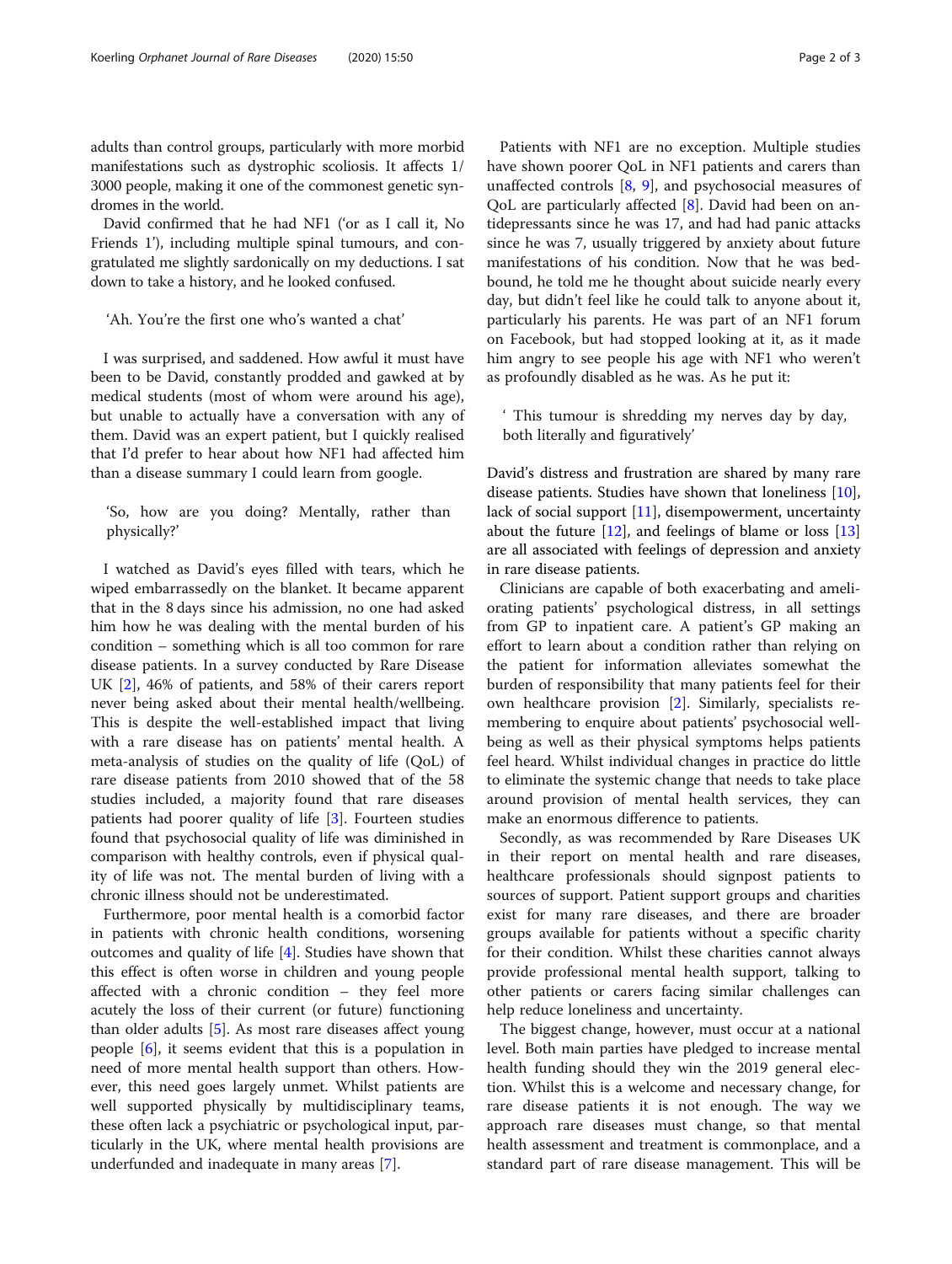adults than control groups, particularly with more morbid manifestations such as dystrophic scoliosis. It affects 1/3000 people, making it one of the commonest genetic syndromes in the world.

David confirmed that he had NF1 ('or as I call it, No Friends 1'), including multiple spinal tumours, and congratulated me slightly sardonically on my deductions. I sat down to take a history, and he looked confused.

> 'Ah. You're the first one who's wanted a chat'

I was surprised, and saddened. How awful it must have been to be David, constantly prodded and gawked at by medical students (most of whom were around his age), but unable to actually have a conversation with any of them. David was an expert patient, but I quickly realised that I'd prefer to hear about how NF1 had affected him than a disease summary I could learn from google.

> 'So, how are you doing? Mentally, rather than physically?'

I watched as David's eyes filled with tears, which he wiped embarrassedly on the blanket. It became apparent that in the 8 days since his admission, no one had asked him how he was dealing with the mental burden of his condition – something which is all too common for rare disease patients. In a survey conducted by Rare Disease UK [2], 46% of patients, and 58% of their carers report never being asked about their mental health/wellbeing. This is despite the well-established impact that living with a rare disease has on patients' mental health. A meta-analysis of studies on the quality of life (QoL) of rare disease patients from 2010 showed that of the 58 studies included, a majority found that rare diseases patients had poorer quality of life [3]. Fourteen studies found that psychosocial quality of life was diminished in comparison with healthy controls, even if physical quality of life was not. The mental burden of living with a chronic illness should not be underestimated.

Furthermore, poor mental health is a comorbid factor in patients with chronic health conditions, worsening outcomes and quality of life [4]. Studies have shown that this effect is often worse in children and young people affected with a chronic condition – they feel more acutely the loss of their current (or future) functioning than older adults [5]. As most rare diseases affect young people [6], it seems evident that this is a population in need of more mental health support than others. However, this need goes largely unmet. Whilst patients are well supported physically by multidisciplinary teams, these often lack a psychiatric or psychological input, particularly in the UK, where mental health provisions are underfunded and inadequate in many areas [7].

Patients with NF1 are no exception. Multiple studies have shown poorer QoL in NF1 patients and carers than unaffected controls [8, 9], and psychosocial measures of QoL are particularly affected [8]. David had been on antidepressants since he was 17, and had had panic attacks since he was 7, usually triggered by anxiety about future manifestations of his condition. Now that he was bed-bound, he told me he thought about suicide nearly every day, but didn't feel like he could talk to anyone about it, particularly his parents. He was part of an NF1 forum on Facebook, but had stopped looking at it, as it made him angry to see people his age with NF1 who weren't as profoundly disabled as he was. As he put it:

> ' This tumour is shredding my nerves day by day, both literally and figuratively'

David's distress and frustration are shared by many rare disease patients. Studies have shown that loneliness [10], lack of social support [11], disempowerment, uncertainty about the future [12], and feelings of blame or loss [13] are all associated with feelings of depression and anxiety in rare disease patients.

Clinicians are capable of both exacerbating and ameliorating patients' psychological distress, in all settings from GP to inpatient care. A patient's GP making an effort to learn about a condition rather than relying on the patient for information alleviates somewhat the burden of responsibility that many patients feel for their own healthcare provision [2]. Similarly, specialists remembering to enquire about patients' psychosocial wellbeing as well as their physical symptoms helps patients feel heard. Whilst individual changes in practice do little to eliminate the systemic change that needs to take place around provision of mental health services, they can make an enormous difference to patients.

Secondly, as was recommended by Rare Diseases UK in their report on mental health and rare diseases, healthcare professionals should signpost patients to sources of support. Patient support groups and charities exist for many rare diseases, and there are broader groups available for patients without a specific charity for their condition. Whilst these charities cannot always provide professional mental health support, talking to other patients or carers facing similar challenges can help reduce loneliness and uncertainty.

The biggest change, however, must occur at a national level. Both main parties have pledged to increase mental health funding should they win the 2019 general election. Whilst this is a welcome and necessary change, for rare disease patients it is not enough. The way we approach rare diseases must change, so that mental health assessment and treatment is commonplace, and a standard part of rare disease management. This will be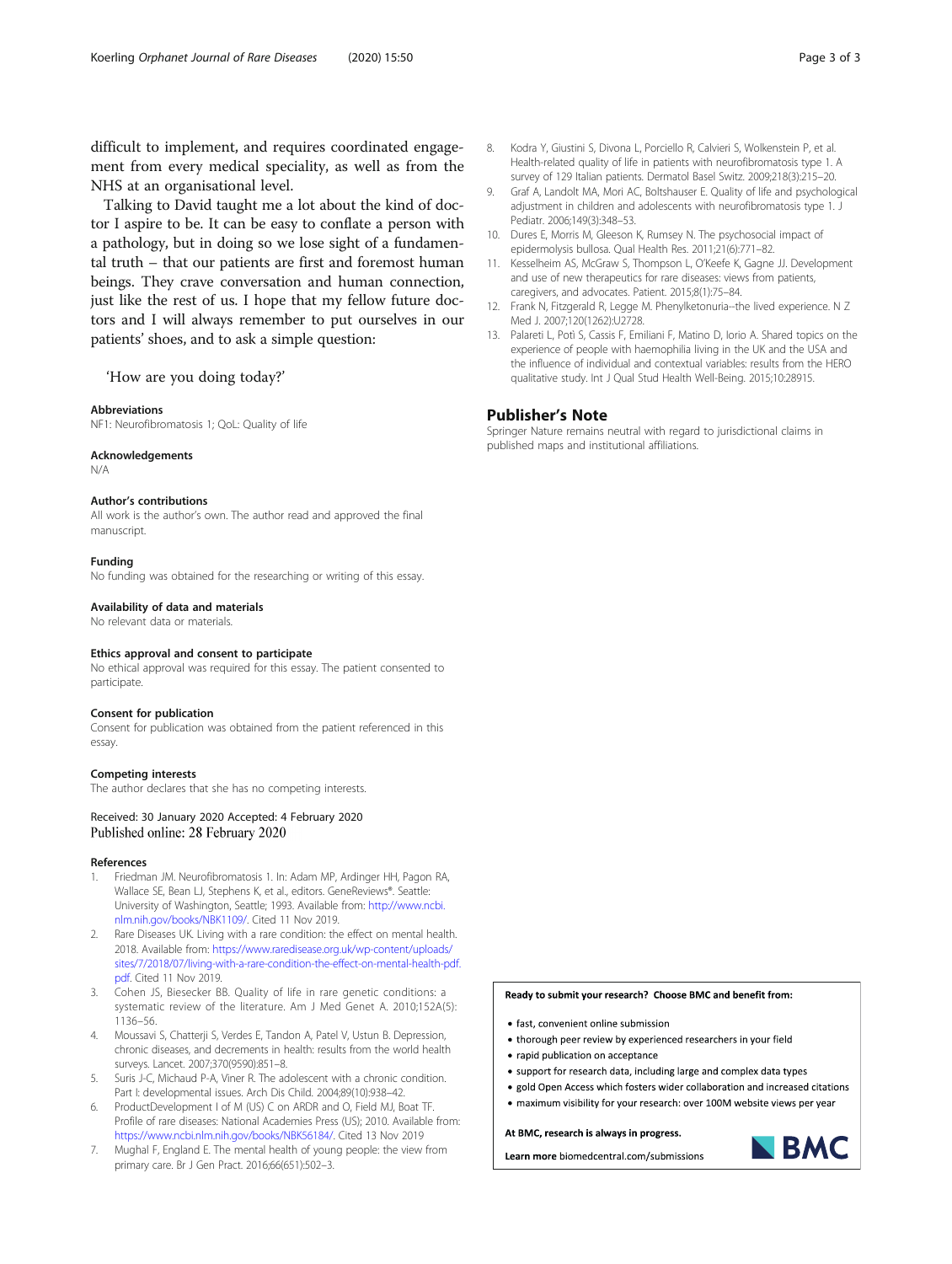difficult to implement, and requires coordinated engagement from every medical speciality, as well as from the NHS at an organisational level.

Talking to David taught me a lot about the kind of doctor I aspire to be. It can be easy to conflate a person with a pathology, but in doing so we lose sight of a fundamental truth – that our patients are first and foremost human beings. They crave conversation and human connection, just like the rest of us. I hope that my fellow future doctors and I will always remember to put ourselves in our patients' shoes, and to ask a simple question:

'How are you doing today?'

### Abbreviations

NF1: Neurofibromatosis 1; QoL: Quality of life

### Acknowledgements

N/A

### Author's contributions

All work is the author's own. The author read and approved the final manuscript.

### Funding

No funding was obtained for the researching or writing of this essay.

### Availability of data and materials

No relevant data or materials.

### Ethics approval and consent to participate

No ethical approval was required for this essay. The patient consented to participate.

### Consent for publication

Consent for publication was obtained from the patient referenced in this essay.

### Competing interests

The author declares that she has no competing interests.

Received: 30 January 2020 Accepted: 4 February 2020
Published online: 28 February 2020

### References

1. Friedman JM. Neurofibromatosis 1. In: Adam MP, Ardinger HH, Pagon RA, Wallace SE, Bean LJ, Stephens K, et al., editors. GeneReviews®. Seattle: University of Washington, Seattle; 1993. Available from: http://www.ncbi.nlm.nih.gov/books/NBK1109/. Cited 11 Nov 2019.
2. Rare Diseases UK. Living with a rare condition: the effect on mental health. 2018. Available from: https://www.raredisease.org.uk/wp-content/uploads/sites/7/2018/07/living-with-a-rare-condition-the-effect-on-mental-health-pdf.pdf. Cited 11 Nov 2019.
3. Cohen JS, Biesecker BB. Quality of life in rare genetic conditions: a systematic review of the literature. Am J Med Genet A. 2010;152A(5):1136–56.
4. Moussavi S, Chatterji S, Verdes E, Tandon A, Patel V, Ustun B. Depression, chronic diseases, and decrements in health: results from the world health surveys. Lancet. 2007;370(9590):851–8.
5. Suris J-C, Michaud P-A, Viner R. The adolescent with a chronic condition. Part I: developmental issues. Arch Dis Child. 2004;89(10):938–42.
6. ProductDevelopment I of M (US) C on ARDR and O, Field MJ, Boat TF. Profile of rare diseases: National Academies Press (US); 2010. Available from: https://www.ncbi.nlm.nih.gov/books/NBK56184/. Cited 13 Nov 2019
7. Mughal F, England E. The mental health of young people: the view from primary care. Br J Gen Pract. 2016;66(651):502–3.
8. Kodra Y, Giustini S, Divona L, Porciello R, Calvieri S, Wolkenstein P, et al. Health-related quality of life in patients with neurofibromatosis type 1. A survey of 129 Italian patients. Dermatol Basel Switz. 2009;218(3):215–20.
9. Graf A, Landolt MA, Mori AC, Boltshauser E. Quality of life and psychological adjustment in children and adolescents with neurofibromatosis type 1. J Pediatr. 2006;149(3):348–53.
10. Dures E, Morris M, Gleeson K, Rumsey N. The psychosocial impact of epidermolysis bullosa. Qual Health Res. 2011;21(6):771–82.
11. Kesselheim AS, McGraw S, Thompson L, O'Keefe K, Gagne JJ. Development and use of new therapeutics for rare diseases: views from patients, caregivers, and advocates. Patient. 2015;8(1):75–84.
12. Frank N, Fitzgerald R, Legge M. Phenylketonuria--the lived experience. N Z Med J. 2007;120(1262):U2728.
13. Palareti L, Potì S, Cassis F, Emiliani F, Matino D, Iorio A. Shared topics on the experience of people with haemophilia living in the UK and the USA and the influence of individual and contextual variables: results from the HERO qualitative study. Int J Qual Stud Health Well-Being. 2015;10:28915.

## Publisher's Note

Springer Nature remains neutral with regard to jurisdictional claims in published maps and institutional affiliations.

Ready to submit your research? Choose BMC and benefit from:

- fast, convenient online submission
- thorough peer review by experienced researchers in your field
- rapid publication on acceptance
- support for research data, including large and complex data types
- gold Open Access which fosters wider collaboration and increased citations
- maximum visibility for your research: over 100M website views per year

At BMC, research is always in progress.

Learn more biomedcentral.com/submissions